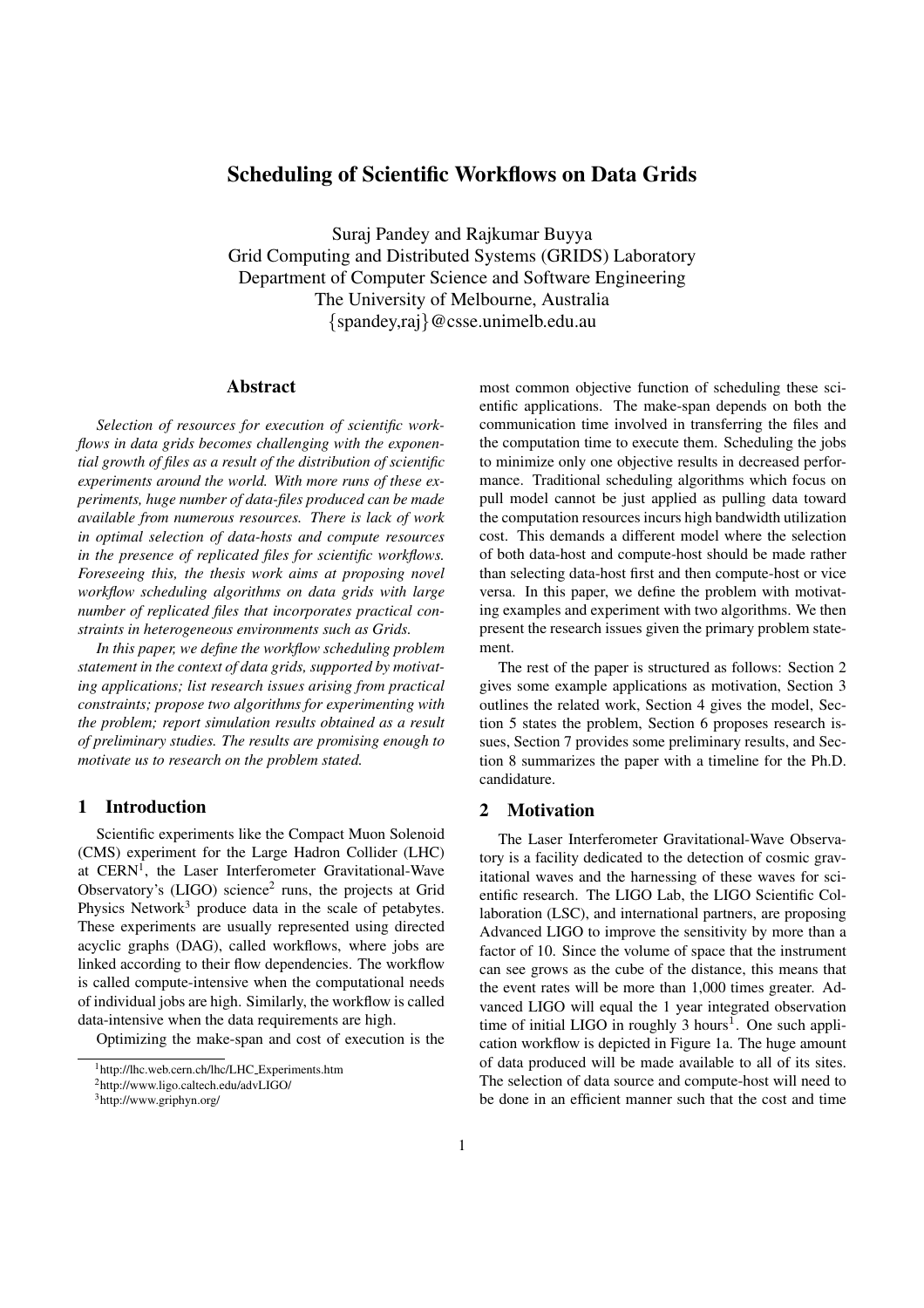# Scheduling of Scientific Workflows on Data Grids

Suraj Pandey and Rajkumar Buyya
Grid Computing and Distributed Systems (GRIDS) Laboratory
Department of Computer Science and Software Engineering
The University of Melbourne, Australia
{spandey,raj}@csse.unimelb.edu.au

## Abstract

*Selection of resources for execution of scientific workflows in data grids becomes challenging with the exponential growth of files as a result of the distribution of scientific experiments around the world. With more runs of these experiments, huge number of data-files produced can be made available from numerous resources. There is lack of work in optimal selection of data-hosts and compute resources in the presence of replicated files for scientific workflows. Foreseeing this, the thesis work aims at proposing novel workflow scheduling algorithms on data grids with large number of replicated files that incorporates practical constraints in heterogeneous environments such as Grids.*

*In this paper, we define the workflow scheduling problem statement in the context of data grids, supported by motivating applications; list research issues arising from practical constraints; propose two algorithms for experimenting with the problem; report simulation results obtained as a result of preliminary studies. The results are promising enough to motivate us to research on the problem stated.*

## 1 Introduction

Scientific experiments like the Compact Muon Solenoid (CMS) experiment for the Large Hadron Collider (LHC) at CERN[1], the Laser Interferometer Gravitational-Wave Observatory's (LIGO) science[2] runs, the projects at Grid Physics Network[3] produce data in the scale of petabytes. These experiments are usually represented using directed acyclic graphs (DAG), called workflows, where jobs are linked according to their flow dependencies. The workflow is called compute-intensive when the computational needs of individual jobs are high. Similarly, the workflow is called data-intensive when the data requirements are high.

Optimizing the make-span and cost of execution is the most common objective function of scheduling these scientific applications. The make-span depends on both the communication time involved in transferring the files and the computation time to execute them. Scheduling the jobs to minimize only one objective results in decreased performance. Traditional scheduling algorithms which focus on pull model cannot be just applied as pulling data toward the computation resources incurs high bandwidth utilization cost. This demands a different model where the selection of both data-host and compute-host should be made rather than selecting data-host first and then compute-host or vice versa. In this paper, we define the problem with motivating examples and experiment with two algorithms. We then present the research issues given the primary problem statement.

The rest of the paper is structured as follows: Section 2 gives some example applications as motivation, Section 3 outlines the related work, Section 4 gives the model, Section 5 states the problem, Section 6 proposes research issues, Section 7 provides some preliminary results, and Section 8 summarizes the paper with a timeline for the Ph.D. candidature.

## 2 Motivation

The Laser Interferometer Gravitational-Wave Observatory is a facility dedicated to the detection of cosmic gravitational waves and the harnessing of these waves for scientific research. The LIGO Lab, the LIGO Scientific Collaboration (LSC), and international partners, are proposing Advanced LIGO to improve the sensitivity by more than a factor of 10. Since the volume of space that the instrument can see grows as the cube of the distance, this means that the event rates will be more than 1,000 times greater. Advanced LIGO will equal the 1 year integrated observation time of initial LIGO in roughly 3 hours[1]. One such application workflow is depicted in Figure 1a. The huge amount of data produced will be made available to all of its sites. The selection of data source and compute-host will need to be done in an efficient manner such that the cost and time

[1] http://lhc.web.cern.ch/lhc/LHC_Experiments.htm
[2] http://www.ligo.caltech.edu/advLIGO/
[3] http://www.griphyn.org/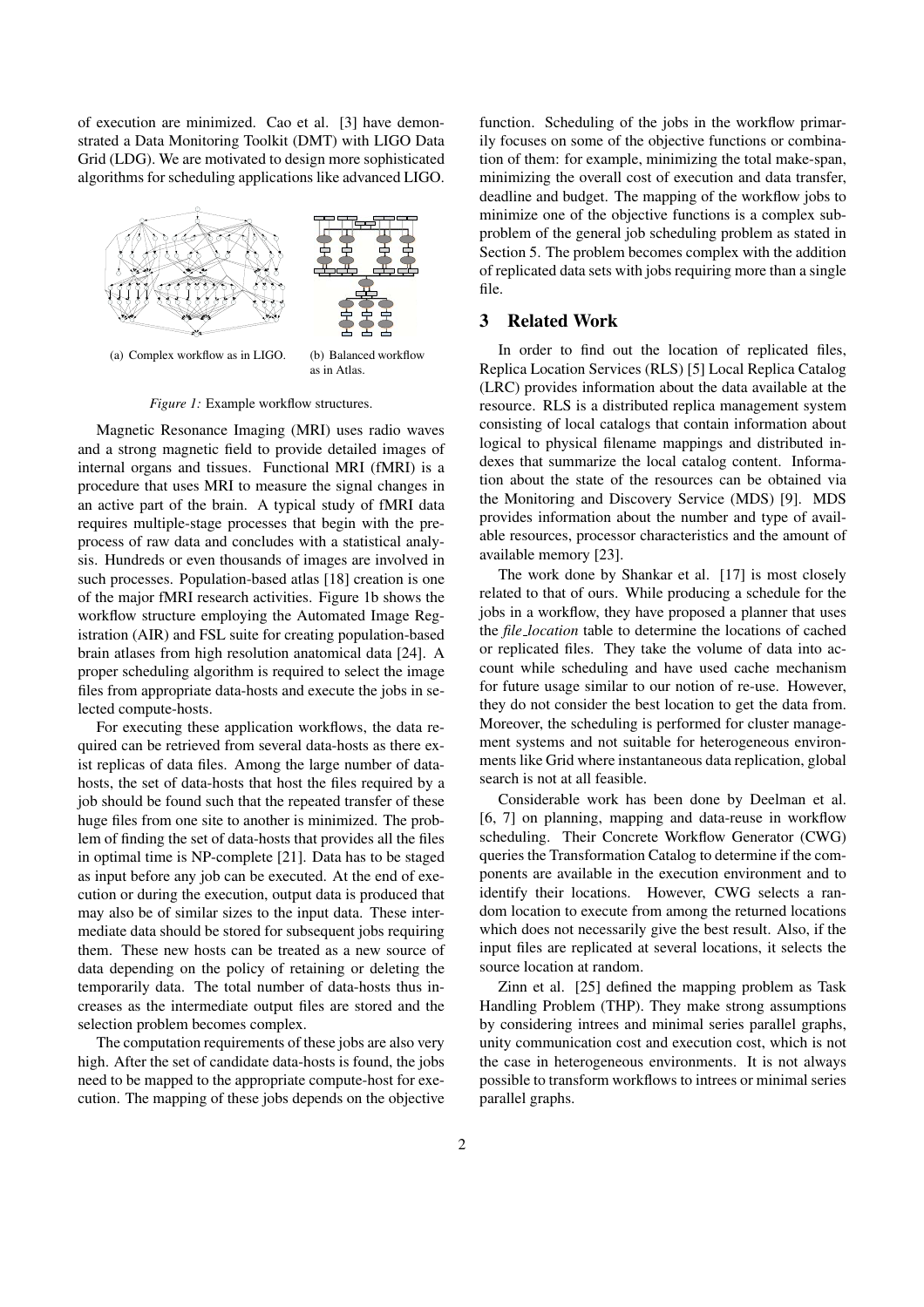of execution are minimized. Cao et al. [3] have demonstrated a Data Monitoring Toolkit (DMT) with LIGO Data Grid (LDG). We are motivated to design more sophisticated algorithms for scheduling applications like advanced LIGO.

(a) Complex workflow as in LIGO.

(b) Balanced workflow as in Atlas.

*Figure 1:* Example workflow structures.

Magnetic Resonance Imaging (MRI) uses radio waves and a strong magnetic field to provide detailed images of internal organs and tissues. Functional MRI (fMRI) is a procedure that uses MRI to measure the signal changes in an active part of the brain. A typical study of fMRI data requires multiple-stage processes that begin with the preprocess of raw data and concludes with a statistical analysis. Hundreds or even thousands of images are involved in such processes. Population-based atlas [18] creation is one of the major fMRI research activities. Figure 1b shows the workflow structure employing the Automated Image Registration (AIR) and FSL suite for creating population-based brain atlases from high resolution anatomical data [24]. A proper scheduling algorithm is required to select the image files from appropriate data-hosts and execute the jobs in selected compute-hosts.

For executing these application workflows, the data required can be retrieved from several data-hosts as there exist replicas of data files. Among the large number of data-hosts, the set of data-hosts that host the files required by a job should be found such that the repeated transfer of these huge files from one site to another is minimized. The problem of finding the set of data-hosts that provides all the files in optimal time is NP-complete [21]. Data has to be staged as input before any job can be executed. At the end of execution or during the execution, output data is produced that may also be of similar sizes to the input data. These intermediate data should be stored for subsequent jobs requiring them. These new hosts can be treated as a new source of data depending on the policy of retaining or deleting the temporarily data. The total number of data-hosts thus increases as the intermediate output files are stored and the selection problem becomes complex.

The computation requirements of these jobs are also very high. After the set of candidate data-hosts is found, the jobs need to be mapped to the appropriate compute-host for execution. The mapping of these jobs depends on the objective function. Scheduling of the jobs in the workflow primarily focuses on some of the objective functions or combination of them: for example, minimizing the total make-span, minimizing the overall cost of execution and data transfer, deadline and budget. The mapping of the workflow jobs to minimize one of the objective functions is a complex subproblem of the general job scheduling problem as stated in Section 5. The problem becomes complex with the addition of replicated data sets with jobs requiring more than a single file.

## 3 Related Work

In order to find out the location of replicated files, Replica Location Services (RLS) [5] Local Replica Catalog (LRC) provides information about the data available at the resource. RLS is a distributed replica management system consisting of local catalogs that contain information about logical to physical filename mappings and distributed indexes that summarize the local catalog content. Information about the state of the resources can be obtained via the Monitoring and Discovery Service (MDS) [9]. MDS provides information about the number and type of available resources, processor characteristics and the amount of available memory [23].

The work done by Shankar et al. [17] is most closely related to that of ours. While producing a schedule for the jobs in a workflow, they have proposed a planner that uses the *file_location* table to determine the locations of cached or replicated files. They take the volume of data into account while scheduling and have used cache mechanism for future usage similar to our notion of re-use. However, they do not consider the best location to get the data from. Moreover, the scheduling is performed for cluster management systems and not suitable for heterogeneous environments like Grid where instantaneous data replication, global search is not at all feasible.

Considerable work has been done by Deelman et al. [6, 7] on planning, mapping and data-reuse in workflow scheduling. Their Concrete Workflow Generator (CWG) queries the Transformation Catalog to determine if the components are available in the execution environment and to identify their locations. However, CWG selects a random location to execute from among the returned locations which does not necessarily give the best result. Also, if the input files are replicated at several locations, it selects the source location at random.

Zinn et al. [25] defined the mapping problem as Task Handling Problem (THP). They make strong assumptions by considering intrees and minimal series parallel graphs, unity communication cost and execution cost, which is not the case in heterogeneous environments. It is not always possible to transform workflows to intrees or minimal series parallel graphs.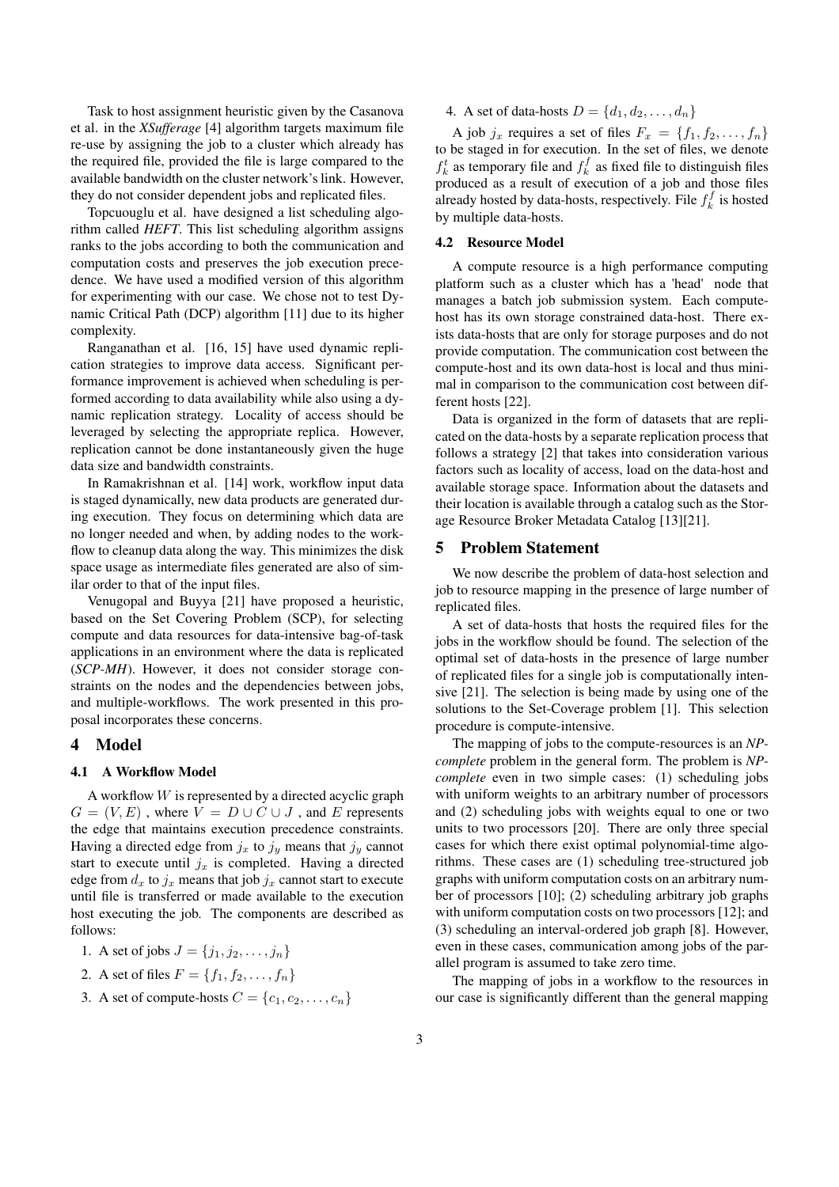Task to host assignment heuristic given by the Casanova et al. in the ***XSufferage*** [4] algorithm targets maximum file re-use by assigning the job to a cluster which already has the required file, provided the file is large compared to the available bandwidth on the cluster network's link. However, they do not consider dependent jobs and replicated files.

Topcuouglu et al. have designed a list scheduling algorithm called ***HEFT***. This list scheduling algorithm assigns ranks to the jobs according to both the communication and computation costs and preserves the job execution precedence. We have used a modified version of this algorithm for experimenting with our case. We chose not to test Dynamic Critical Path (DCP) algorithm [11] due to its higher complexity.

Ranganathan et al. [16, 15] have used dynamic replication strategies to improve data access. Significant performance improvement is achieved when scheduling is performed according to data availability while also using a dynamic replication strategy. Locality of access should be leveraged by selecting the appropriate replica. However, replication cannot be done instantaneously given the huge data size and bandwidth constraints.

In Ramakrishnan et al. [14] work, workflow input data is staged dynamically, new data products are generated during execution. They focus on determining which data are no longer needed and when, by adding nodes to the workflow to cleanup data along the way. This minimizes the disk space usage as intermediate files generated are also of similar order to that of the input files.

Venugopal and Buyya [21] have proposed a heuristic, based on the Set Covering Problem (SCP), for selecting compute and data resources for data-intensive bag-of-task applications in an environment where the data is replicated (***SCP-MH***). However, it does not consider storage constraints on the nodes and the dependencies between jobs, and multiple-workflows. The work presented in this proposal incorporates these concerns.

# 4 Model

## 4.1 A Workflow Model

A workflow $W$ is represented by a directed acyclic graph $G = (V, E)$ , where $V = D \cup C \cup J$ , and $E$ represents the edge that maintains execution precedence constraints. Having a directed edge from $j_x$ to $j_y$ means that $j_y$ cannot start to execute until $j_x$ is completed. Having a directed edge from $d_x$ to $j_x$ means that job $j_x$ cannot start to execute until file is transferred or made available to the execution host executing the job. The components are described as follows:

1. A set of jobs $J = \{j_1, j_2, \ldots, j_n\}$
2. A set of files $F = \{f_1, f_2, \ldots, f_n\}$
3. A set of compute-hosts $C = \{c_1, c_2, \ldots, c_n\}$
4. A set of data-hosts $D = \{d_1, d_2, \ldots, d_n\}$

A job $j_x$ requires a set of files $F_x = \{f_1, f_2, \ldots, f_n\}$ to be staged in for execution. In the set of files, we denote $f_k^t$ as temporary file and $f_k^f$ as fixed file to distinguish files produced as a result of execution of a job and those files already hosted by data-hosts, respectively. File $f_k^f$ is hosted by multiple data-hosts.

## 4.2 Resource Model

A compute resource is a high performance computing platform such as a cluster which has a 'head' node that manages a batch job submission system. Each compute-host has its own storage constrained data-host. There exists data-hosts that are only for storage purposes and do not provide computation. The communication cost between the compute-host and its own data-host is local and thus minimal in comparison to the communication cost between different hosts [22].

Data is organized in the form of datasets that are replicated on the data-hosts by a separate replication process that follows a strategy [2] that takes into consideration various factors such as locality of access, load on the data-host and available storage space. Information about the datasets and their location is available through a catalog such as the Storage Resource Broker Metadata Catalog [13][21].

# 5 Problem Statement

We now describe the problem of data-host selection and job to resource mapping in the presence of large number of replicated files.

A set of data-hosts that hosts the required files for the jobs in the workflow should be found. The selection of the optimal set of data-hosts in the presence of large number of replicated files for a single job is computationally intensive [21]. The selection is being made by using one of the solutions to the Set-Coverage problem [1]. This selection procedure is compute-intensive.

The mapping of jobs to the compute-resources is an *NP-complete* problem in the general form. The problem is *NP-complete* even in two simple cases: (1) scheduling jobs with uniform weights to an arbitrary number of processors and (2) scheduling jobs with weights equal to one or two units to two processors [20]. There are only three special cases for which there exist optimal polynomial-time algorithms. These cases are (1) scheduling tree-structured job graphs with uniform computation costs on an arbitrary number of processors [10]; (2) scheduling arbitrary job graphs with uniform computation costs on two processors [12]; and (3) scheduling an interval-ordered job graph [8]. However, even in these cases, communication among jobs of the parallel program is assumed to take zero time.

The mapping of jobs in a workflow to the resources in our case is significantly different than the general mapping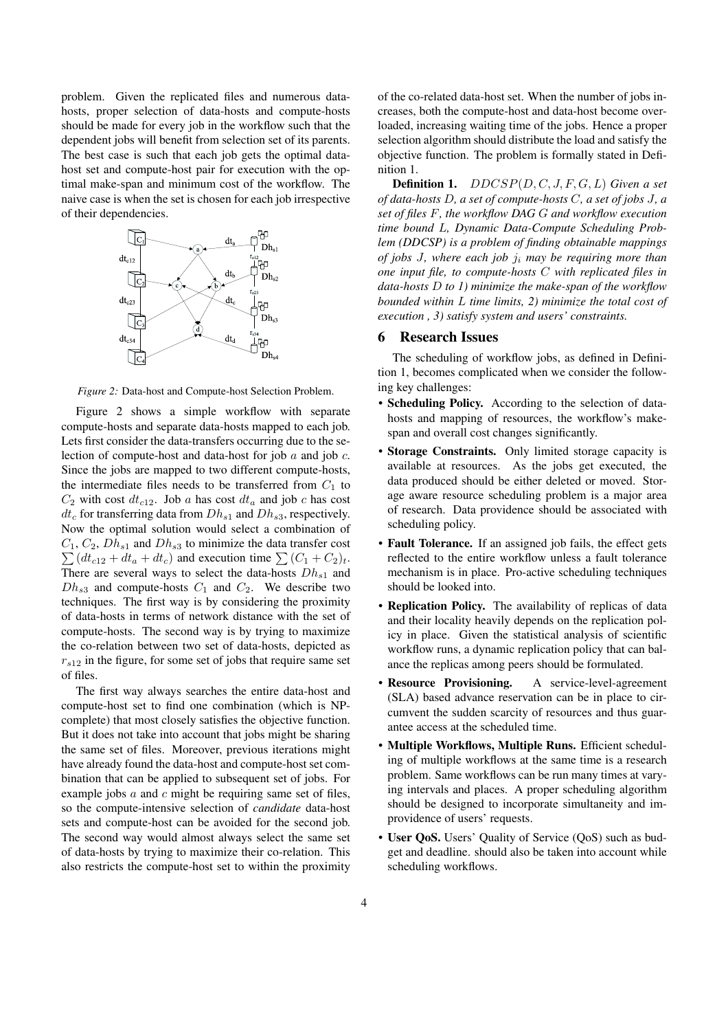problem. Given the replicated files and numerous data-hosts, proper selection of data-hosts and compute-hosts should be made for every job in the workflow such that the dependent jobs will benefit from selection set of its parents. The best case is such that each job gets the optimal data-host set and compute-host pair for execution with the optimal make-span and minimum cost of the workflow. The naive case is when the set is chosen for each job irrespective of their dependencies.

*Figure 2:* Data-host and Compute-host Selection Problem.

Figure 2 shows a simple workflow with separate compute-hosts and separate data-hosts mapped to each job. Lets first consider the data-transfers occurring due to the selection of compute-host and data-host for job $a$ and job $c$. Since the jobs are mapped to two different compute-hosts, the intermediate files needs to be transferred from $C_1$ to $C_2$ with cost $dt_{c12}$. Job $a$ has cost $dt_a$ and job $c$ has cost $dt_c$ for transferring data from $Dh_{s1}$ and $Dh_{s3}$, respectively. Now the optimal solution would select a combination of $C_1$, $C_2$, $Dh_{s1}$ and $Dh_{s3}$ to minimize the data transfer cost $\sum(dt_{c12} + dt_a + dt_c)$ and execution time $\sum(C_1 + C_2)_t$. There are several ways to select the data-hosts $Dh_{s1}$ and $Dh_{s3}$ and compute-hosts $C_1$ and $C_2$. We describe two techniques. The first way is by considering the proximity of data-hosts in terms of network distance with the set of compute-hosts. The second way is by trying to maximize the co-relation between two set of data-hosts, depicted as $r_{s12}$ in the figure, for some set of jobs that require same set of files.

The first way always searches the entire data-host and compute-host set to find one combination (which is NP-complete) that most closely satisfies the objective function. But it does not take into account that jobs might be sharing the same set of files. Moreover, previous iterations might have already found the data-host and compute-host set combination that can be applied to subsequent set of jobs. For example jobs $a$ and $c$ might be requiring same set of files, so the compute-intensive selection of *candidate* data-host sets and compute-host can be avoided for the second job. The second way would almost always select the same set of data-hosts by trying to maximize their co-relation. This also restricts the compute-host set to within the proximity of the co-related data-host set. When the number of jobs increases, both the compute-host and data-host become overloaded, increasing waiting time of the jobs. Hence a proper selection algorithm should distribute the load and satisfy the objective function. The problem is formally stated in Definition 1.

**Definition 1.** $DDCSP(D, C, J, F, G, L)$ *Given a set of data-hosts $D$, a set of compute-hosts $C$, a set of jobs $J$, a set of files $F$, the workflow DAG $G$ and workflow execution time bound $L$, Dynamic Data-Compute Scheduling Problem (DDCSP) is a problem of finding obtainable mappings of jobs $J$, where each job $j_i$ may be requiring more than one input file, to compute-hosts $C$ with replicated files in data-hosts $D$ to 1) minimize the make-span of the workflow bounded within $L$ time limits, 2) minimize the total cost of execution , 3) satisfy system and users' constraints.*

## 6 Research Issues

The scheduling of workflow jobs, as defined in Definition 1, becomes complicated when we consider the following key challenges:

- **Scheduling Policy.** According to the selection of data-hosts and mapping of resources, the workflow's make-span and overall cost changes significantly.
- **Storage Constraints.** Only limited storage capacity is available at resources. As the jobs get executed, the data produced should be either deleted or moved. Storage aware resource scheduling problem is a major area of research. Data providence should be associated with scheduling policy.
- **Fault Tolerance.** If an assigned job fails, the effect gets reflected to the entire workflow unless a fault tolerance mechanism is in place. Pro-active scheduling techniques should be looked into.
- **Replication Policy.** The availability of replicas of data and their locality heavily depends on the replication policy in place. Given the statistical analysis of scientific workflow runs, a dynamic replication policy that can balance the replicas among peers should be formulated.
- **Resource Provisioning.** A service-level-agreement (SLA) based advance reservation can be in place to circumvent the sudden scarcity of resources and thus guarantee access at the scheduled time.
- **Multiple Workflows, Multiple Runs.** Efficient scheduling of multiple workflows at the same time is a research problem. Same workflows can be run many times at varying intervals and places. A proper scheduling algorithm should be designed to incorporate simultaneity and improvidence of users' requests.
- **User QoS.** Users' Quality of Service (QoS) such as budget and deadline. should also be taken into account while scheduling workflows.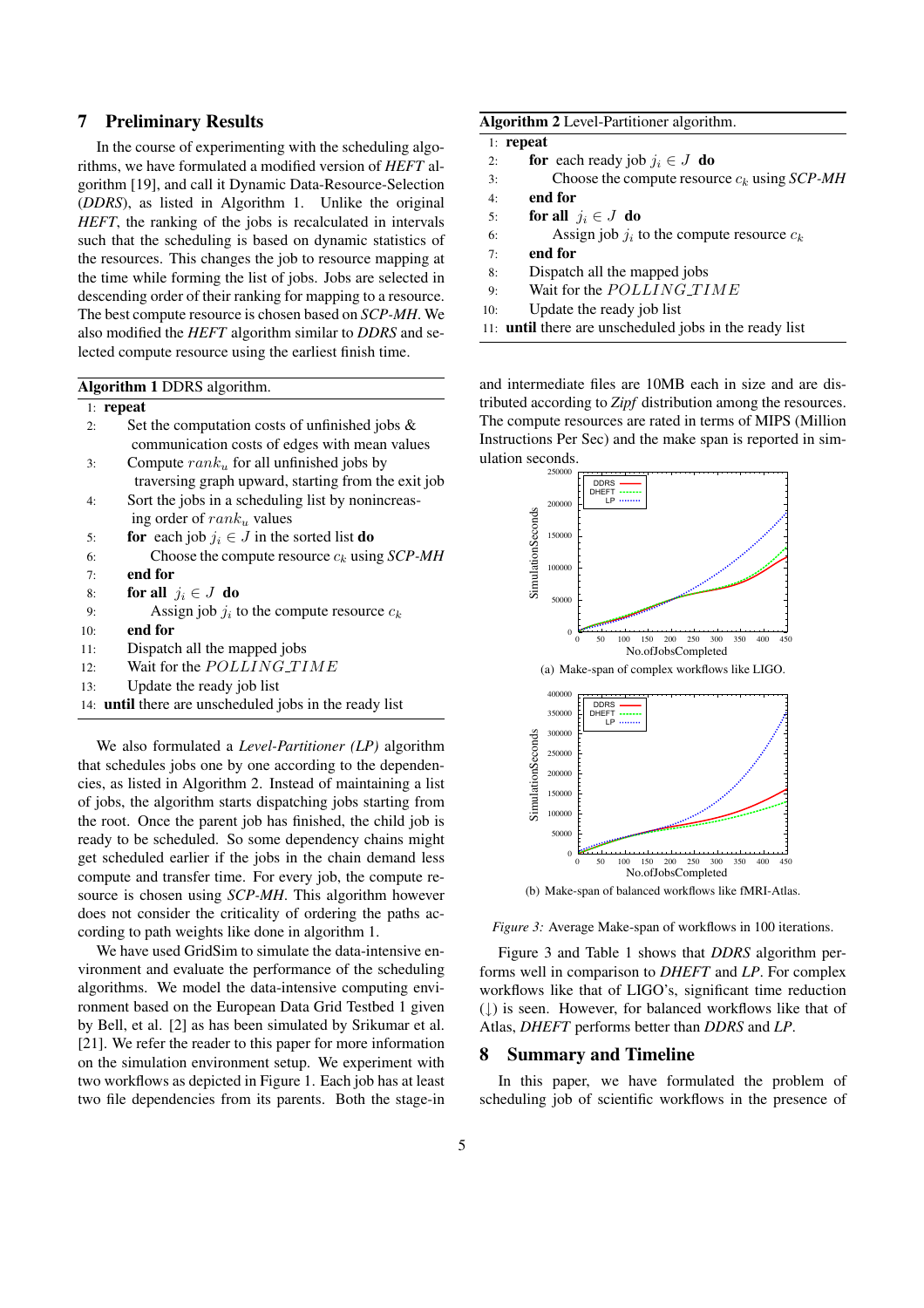## 7 Preliminary Results

In the course of experimenting with the scheduling algorithms, we have formulated a modified version of *HEFT* algorithm [19], and call it Dynamic Data-Resource-Selection (*DDRS*), as listed in Algorithm 1. Unlike the original *HEFT*, the ranking of the jobs is recalculated in intervals such that the scheduling is based on dynamic statistics of the resources. This changes the job to resource mapping at the time while forming the list of jobs. Jobs are selected in descending order of their ranking for mapping to a resource. The best compute resource is chosen based on *SCP-MH*. We also modified the *HEFT* algorithm similar to *DDRS* and selected compute resource using the earliest finish time.

**Algorithm 1** DDRS algorithm.

```
1:  repeat
2:      Set the computation costs of unfinished jobs &
          communication costs of edges with mean values
3:      Compute rank_u for all unfinished jobs by
          traversing graph upward, starting from the exit job
4:      Sort the jobs in a scheduling list by nonincreas-
          ing order of rank_u values
5:      for each job j_i ∈ J in the sorted list do
6:          Choose the compute resource c_k using SCP-MH
7:      end for
8:      for all j_i ∈ J do
9:          Assign job j_i to the compute resource c_k
10:     end for
11:     Dispatch all the mapped jobs
12:     Wait for the POLLING_TIME
13:     Update the ready job list
14: until there are unscheduled jobs in the ready list
```

We also formulated a *Level-Partitioner (LP)* algorithm that schedules jobs one by one according to the dependencies, as listed in Algorithm 2. Instead of maintaining a list of jobs, the algorithm starts dispatching jobs starting from the root. Once the parent job has finished, the child job is ready to be scheduled. So some dependency chains might get scheduled earlier if the jobs in the chain demand less compute and transfer time. For every job, the compute resource is chosen using *SCP-MH*. This algorithm however does not consider the criticality of ordering the paths according to path weights like done in algorithm 1.

We have used GridSim to simulate the data-intensive environment and evaluate the performance of the scheduling algorithms. We model the data-intensive computing environment based on the European Data Grid Testbed 1 given by Bell, et al. [2] as has been simulated by Srikumar et al. [21]. We refer the reader to this paper for more information on the simulation environment setup. We experiment with two workflows as depicted in Figure 1. Each job has at least two file dependencies from its parents. Both the stage-in and intermediate files are 10MB each in size and are distributed according to *Zipf* distribution among the resources. The compute resources are rated in terms of MIPS (Million Instructions Per Sec) and the make span is reported in simulation seconds.

**Algorithm 2** Level-Partitioner algorithm.

```
1:  repeat
2:      for each ready job j_i ∈ J do
3:          Choose the compute resource c_k using SCP-MH
4:      end for
5:      for all j_i ∈ J do
6:          Assign job j_i to the compute resource c_k
7:      end for
8:      Dispatch all the mapped jobs
9:      Wait for the POLLING_TIME
10:     Update the ready job list
11: until there are unscheduled jobs in the ready list
```

(a) Make-span of complex workflows like LIGO.

(b) Make-span of balanced workflows like fMRI-Atlas.

*Figure 3:* Average Make-span of workflows in 100 iterations.

Figure 3 and Table 1 shows that *DDRS* algorithm performs well in comparison to *DHEFT* and *LP*. For complex workflows like that of LIGO's, significant time reduction (↓) is seen. However, for balanced workflows like that of Atlas, *DHEFT* performs better than *DDRS* and *LP*.

## 8 Summary and Timeline

In this paper, we have formulated the problem of scheduling job of scientific workflows in the presence of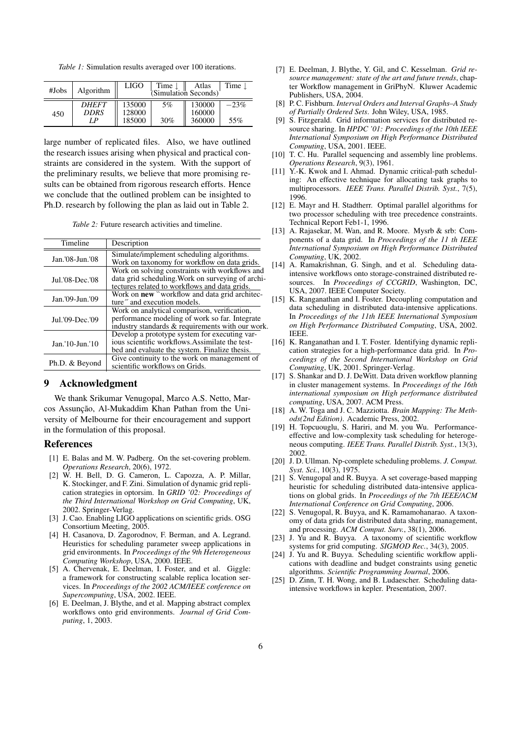*Table 1:* Simulation results averaged over 100 iterations.

| #Jobs | Algorithm | LIGO | Time ↓ | Atlas | Time ↓ |
|---|---|---|---|---|---|
| | | (Simulation Seconds) | | | |
| 450 | *DHEFT* | 135000 | 5% | 130000 | −23% |
| | *DDRS* | 128000 | | 160000 | |
| | *LP* | 185000 | 30% | 360000 | 55% |

large number of replicated files. Also, we have outlined the research issues arising when physical and practical constraints are considered in the system. With the support of the preliminary results, we believe that more promising results can be obtained from rigorous research efforts. Hence we conclude that the outlined problem can be insighted to Ph.D. research by following the plan as laid out in Table 2.

*Table 2:* Future research activities and timeline.

| Timeline | Description |
|---|---|
| Jan.'08-Jun.'08 | Simulate/implement scheduling algorithms. Work on taxonomy for workflow on data grids. |
| Jul.'08-Dec.'08 | Work on solving constraints with workflows and data grid scheduling.Work on surveying of architectures related to workflows and data grids. |
| Jan.'09-Jun.'09 | Work on **new** "workflow and data grid architecture" and execution models. |
| Jul.'09-Dec.'09 | Work on analytical comparison, verification, performance modeling of work so far. Integrate industry standards & requirements with our work. |
| Jan.'10-Jun.'10 | Develop a prototype system for executing various scientific workflows.Assimilate the test-bed and evaluate the system. Finalize thesis. |
| Ph.D. & Beyond | Give continuity to the work on management of scientific workflows on Grids. |

## 9 Acknowledgment

We thank Srikumar Venugopal, Marco A.S. Netto, Marcos Assunção, Al-Mukaddim Khan Pathan from the University of Melbourne for their encouragement and support in the formulation of this proposal.

## References

[1] E. Balas and M. W. Padberg. On the set-covering problem. *Operations Research*, 20(6), 1972.

[2] W. H. Bell, D. G. Cameron, L. Capozza, A. P. Millar, K. Stockinger, and F. Zini. Simulation of dynamic grid replication strategies in optorsim. In *GRID '02: Proceedings of the Third International Workshop on Grid Computing*, UK, 2002. Springer-Verlag.

[3] J. Cao. Enabling LIGO applications on scientific grids. OSG Consortium Meeting, 2005.

[4] H. Casanova, D. Zagorodnov, F. Berman, and A. Legrand. Heuristics for scheduling parameter sweep applications in grid environments. In *Proceedings of the 9th Heterogeneous Computing Workshop*, USA, 2000. IEEE.

[5] A. Chervenak, E. Deelman, I. Foster, and et al. Giggle: a framework for constructing scalable replica location services. In *Proceedings of the 2002 ACM/IEEE conference on Supercomputing*, USA, 2002. IEEE.

[6] E. Deelman, J. Blythe, and et al. Mapping abstract complex workflows onto grid environments. *Journal of Grid Computing*, 1, 2003.

[7] E. Deelman, J. Blythe, Y. Gil, and C. Kesselman. *Grid resource management: state of the art and future trends*, chapter Workflow management in GriPhyN. Kluwer Academic Publishers, USA, 2004.

[8] P. C. Fishburn. *Interval Orders and Interval Graphs–A Study of Partially Ordered Sets*. John Wiley, USA, 1985.

[9] S. Fitzgerald. Grid information services for distributed resource sharing. In *HPDC '01: Proceedings of the 10th IEEE International Symposium on High Performance Distributed Computing*, USA, 2001. IEEE.

[10] T. C. Hu. Parallel sequencing and assembly line problems. *Operations Research*, 9(3), 1961.

[11] Y.-K. Kwok and I. Ahmad. Dynamic critical-path scheduling: An effective technique for allocating task graphs to multiprocessors. *IEEE Trans. Parallel Distrib. Syst.*, 7(5), 1996.

[12] E. Mayr and H. Stadtherr. Optimal parallel algorithms for two processor scheduling with tree precedence constraints. Technical Report Feb1-1, 1996.

[13] A. Rajasekar, M. Wan, and R. Moore. Mysrb & srb: Components of a data grid. In *Proceedings of the 11 th IEEE International Symposium on High Performance Distributed Computing*, UK, 2002.

[14] A. Ramakrishnan, G. Singh, and et al. Scheduling data-intensive workflows onto storage-constrained distributed resources. In *Proceedings of CCGRID*, Washington, DC, USA, 2007. IEEE Computer Society.

[15] K. Ranganathan and I. Foster. Decoupling computation and data scheduling in distributed data-intensive applications. In *Proceedings of the 11th IEEE International Symposium on High Performance Distributed Computing*, USA, 2002. IEEE.

[16] K. Ranganathan and I. T. Foster. Identifying dynamic replication strategies for a high-performance data grid. In *Proceedings of the Second International Workshop on Grid Computing*, UK, 2001. Springer-Verlag.

[17] S. Shankar and D. J. DeWitt. Data driven workflow planning in cluster management systems. In *Proceedings of the 16th international symposium on High performance distributed computing*, USA, 2007. ACM Press.

[18] A. W. Toga and J. C. Mazziotta. *Brain Mapping: The Methods(2nd Edition)*. Academic Press, 2002.

[19] H. Topcuouglu, S. Hariri, and M. you Wu. Performance-effective and low-complexity task scheduling for heterogeneous computing. *IEEE Trans. Parallel Distrib. Syst.*, 13(3), 2002.

[20] J. D. Ullman. Np-complete scheduling problems. *J. Comput. Syst. Sci.*, 10(3), 1975.

[21] S. Venugopal and R. Buyya. A set coverage-based mapping heuristic for scheduling distributed data-intensive applications on global grids. In *Proceedings of the 7th IEEE/ACM International Conference on Grid Computing*, 2006.

[22] S. Venugopal, R. Buyya, and K. Ramamohanarao. A taxonomy of data grids for distributed data sharing, management, and processing. *ACM Comput. Surv.*, 38(1), 2006.

[23] J. Yu and R. Buyya. A taxonomy of scientific workflow systems for grid computing. *SIGMOD Rec.*, 34(3), 2005.

[24] J. Yu and R. Buyya. Scheduling scientific workflow applications with deadline and budget constraints using genetic algorithms. *Scientific Programming Journal*, 2006.

[25] D. Zinn, T. H. Wong, and B. Ludaescher. Scheduling data-intensive workflows in kepler. Presentation, 2007.